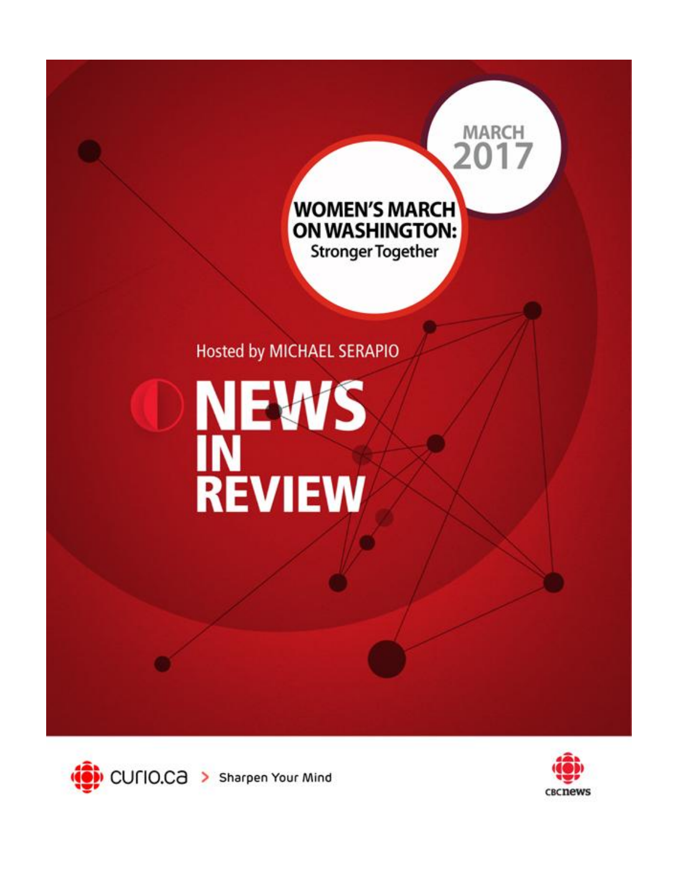MARCH 2017

# WOMEN'S MARCH ON WASHINGTON:

## Stronger Together

Hosted by MICHAEL SERAPIO

# NEWS IN REVIEW

curio.ca > Sharpen Your Mind

CBC news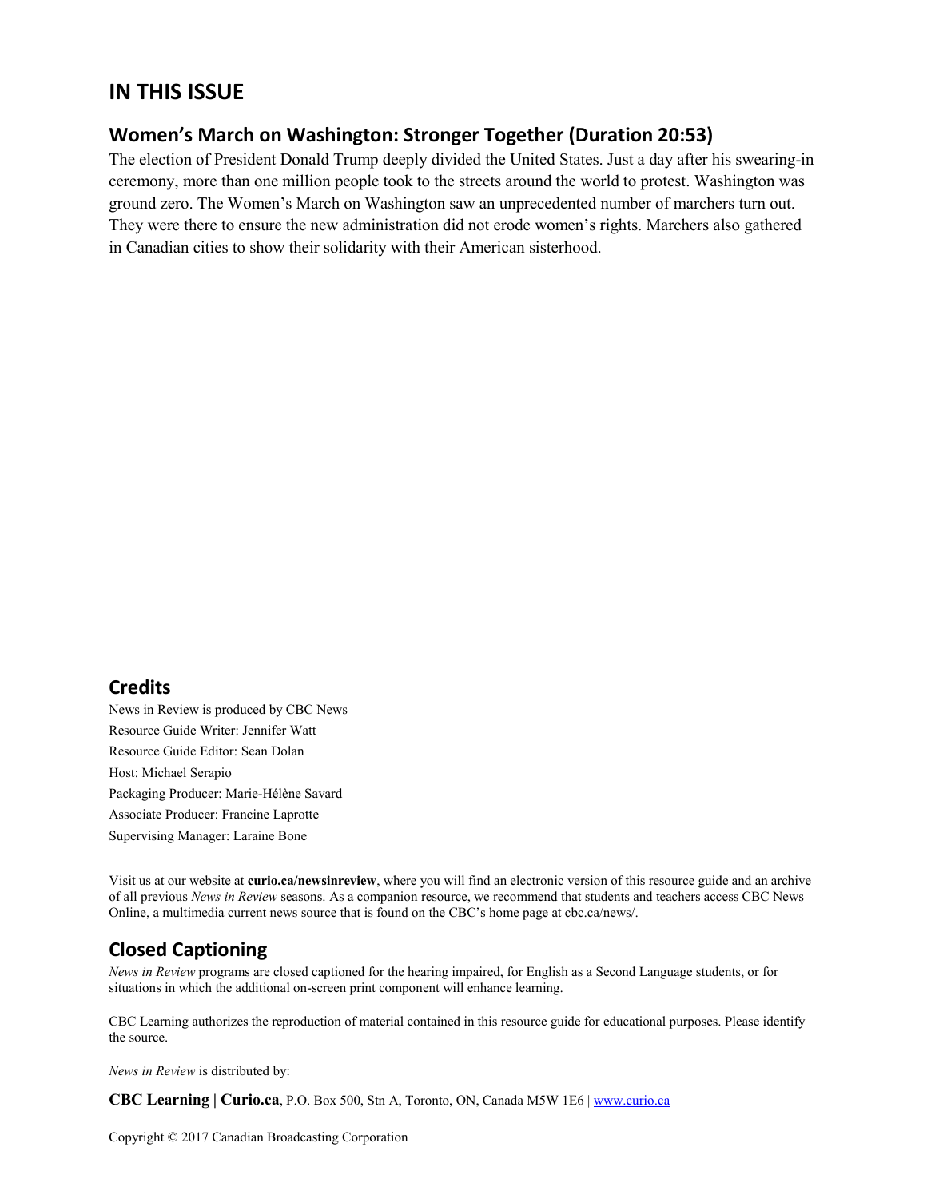# IN THIS ISSUE

## Women's March on Washington: Stronger Together (Duration 20:53)

The election of President Donald Trump deeply divided the United States. Just a day after his swearing-in ceremony, more than one million people took to the streets around the world to protest. Washington was ground zero. The Women's March on Washington saw an unprecedented number of marchers turn out. They were there to ensure the new administration did not erode women's rights. Marchers also gathered in Canadian cities to show their solidarity with their American sisterhood.

## Credits

News in Review is produced by CBC News
Resource Guide Writer: Jennifer Watt
Resource Guide Editor: Sean Dolan
Host: Michael Serapio
Packaging Producer: Marie-Hélène Savard
Associate Producer: Francine Laprotte
Supervising Manager: Laraine Bone

Visit us at our website at **curio.ca/newsinreview**, where you will find an electronic version of this resource guide and an archive of all previous *News in Review* seasons. As a companion resource, we recommend that students and teachers access CBC News Online, a multimedia current news source that is found on the CBC's home page at cbc.ca/news/.

## Closed Captioning

*News in Review* programs are closed captioned for the hearing impaired, for English as a Second Language students, or for situations in which the additional on-screen print component will enhance learning.

CBC Learning authorizes the reproduction of material contained in this resource guide for educational purposes. Please identify the source.

*News in Review* is distributed by:

**CBC Learning | Curio.ca**, P.O. Box 500, Stn A, Toronto, ON, Canada M5W 1E6 | www.curio.ca

Copyright © 2017 Canadian Broadcasting Corporation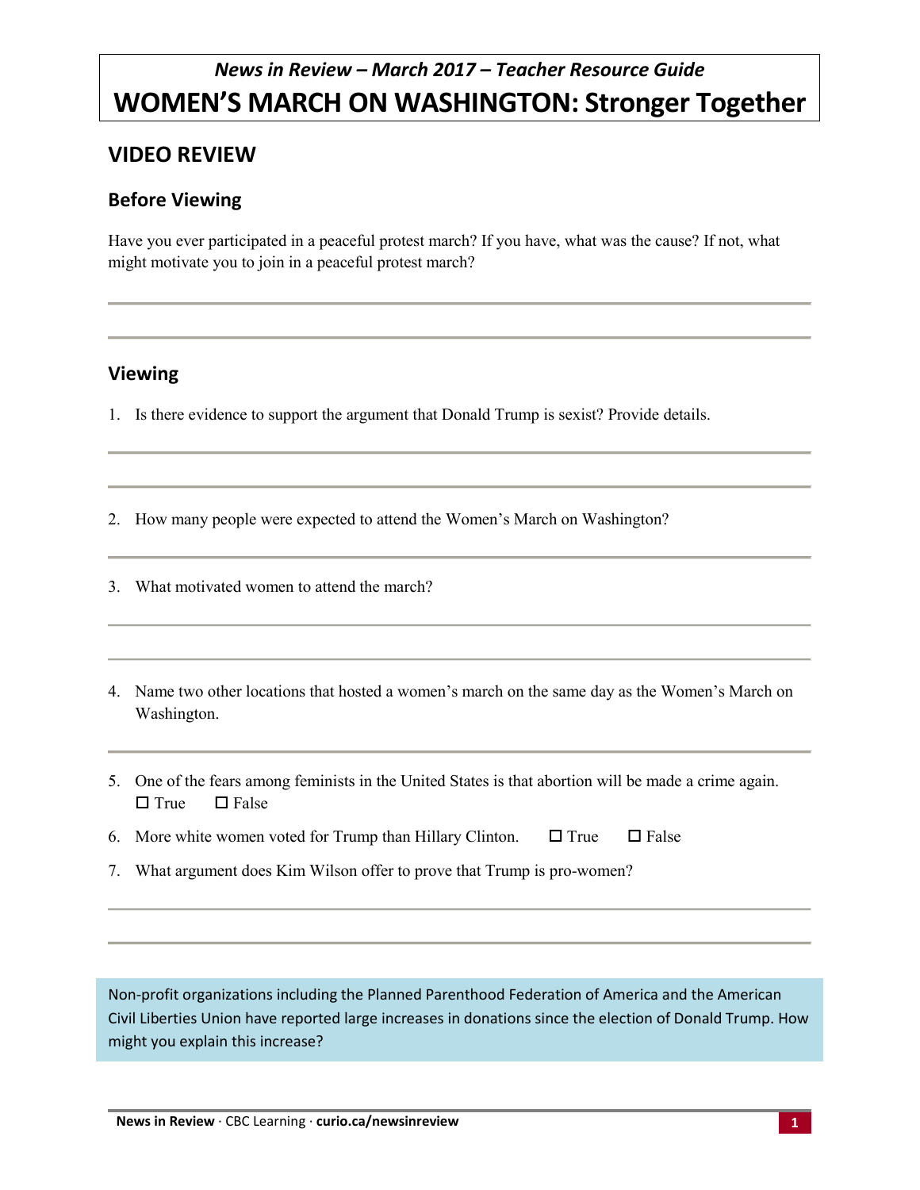*News in Review – March 2017 – Teacher Resource Guide*

# WOMEN'S MARCH ON WASHINGTON: Stronger Together

## VIDEO REVIEW

### Before Viewing

Have you ever participated in a peaceful protest march? If you have, what was the cause? If not, what might motivate you to join in a peaceful protest march?

---

---

### Viewing

1. Is there evidence to support the argument that Donald Trump is sexist? Provide details.

---

---

2. How many people were expected to attend the Women's March on Washington?

---

3. What motivated women to attend the march?

---

---

4. Name two other locations that hosted a women's march on the same day as the Women's March on Washington.

---

5. One of the fears among feminists in the United States is that abortion will be made a crime again.
   ☐ True ☐ False

6. More white women voted for Trump than Hillary Clinton. ☐ True ☐ False

7. What argument does Kim Wilson offer to prove that Trump is pro-women?

---

---

Non-profit organizations including the Planned Parenthood Federation of America and the American Civil Liberties Union have reported large increases in donations since the election of Donald Trump. How might you explain this increase?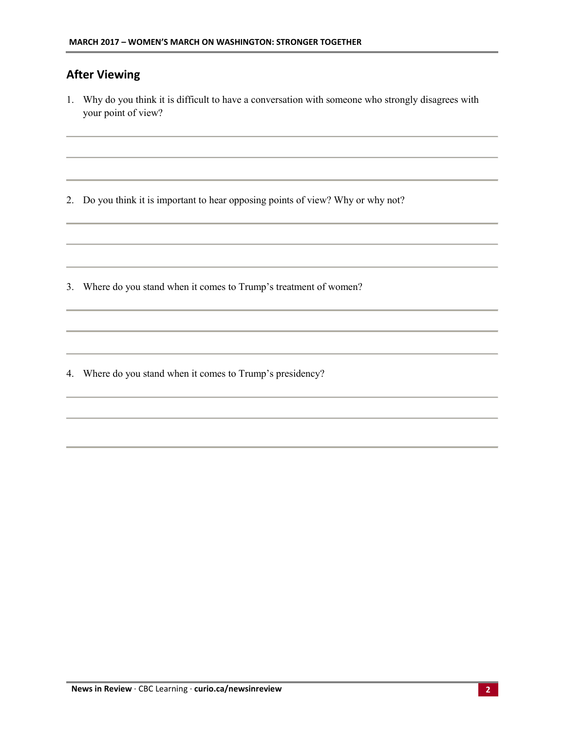## After Viewing

1. Why do you think it is difficult to have a conversation with someone who strongly disagrees with your point of view?

2. Do you think it is important to hear opposing points of view? Why or why not?

3. Where do you stand when it comes to Trump's treatment of women?

4. Where do you stand when it comes to Trump's presidency?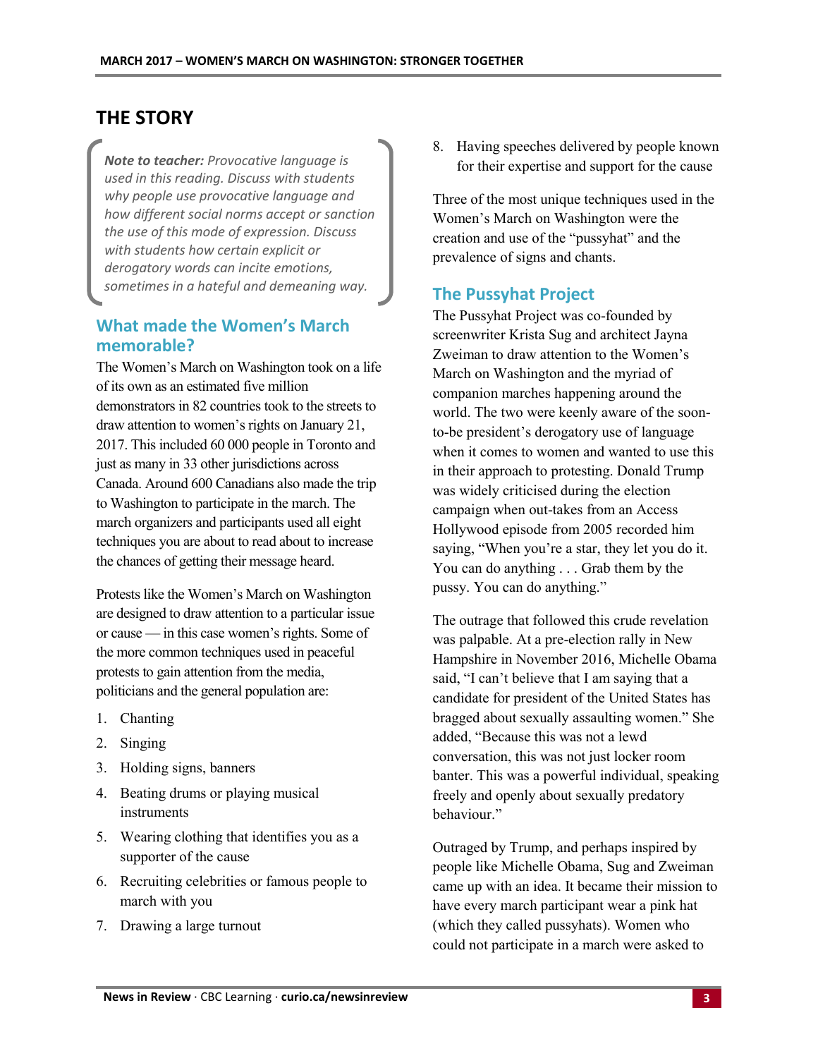## THE STORY

> ***Note to teacher:*** *Provocative language is used in this reading. Discuss with students why people use provocative language and how different social norms accept or sanction the use of this mode of expression. Discuss with students how certain explicit or derogatory words can incite emotions, sometimes in a hateful and demeaning way.*

### What made the Women's March memorable?

The Women's March on Washington took on a life of its own as an estimated five million demonstrators in 82 countries took to the streets to draw attention to women's rights on January 21, 2017. This included 60 000 people in Toronto and just as many in 33 other jurisdictions across Canada. Around 600 Canadians also made the trip to Washington to participate in the march. The march organizers and participants used all eight techniques you are about to read about to increase the chances of getting their message heard.

Protests like the Women's March on Washington are designed to draw attention to a particular issue or cause — in this case women's rights. Some of the more common techniques used in peaceful protests to gain attention from the media, politicians and the general population are:

1. Chanting
2. Singing
3. Holding signs, banners
4. Beating drums or playing musical instruments
5. Wearing clothing that identifies you as a supporter of the cause
6. Recruiting celebrities or famous people to march with you
7. Drawing a large turnout
8. Having speeches delivered by people known for their expertise and support for the cause

Three of the most unique techniques used in the Women's March on Washington were the creation and use of the "pussyhat" and the prevalence of signs and chants.

### The Pussyhat Project

The Pussyhat Project was co-founded by screenwriter Krista Sug and architect Jayna Zweiman to draw attention to the Women's March on Washington and the myriad of companion marches happening around the world. The two were keenly aware of the soon-to-be president's derogatory use of language when it comes to women and wanted to use this in their approach to protesting. Donald Trump was widely criticised during the election campaign when out-takes from an Access Hollywood episode from 2005 recorded him saying, "When you're a star, they let you do it. You can do anything . . . Grab them by the pussy. You can do anything."

The outrage that followed this crude revelation was palpable. At a pre-election rally in New Hampshire in November 2016, Michelle Obama said, "I can't believe that I am saying that a candidate for president of the United States has bragged about sexually assaulting women." She added, "Because this was not a lewd conversation, this was not just locker room banter. This was a powerful individual, speaking freely and openly about sexually predatory behaviour."

Outraged by Trump, and perhaps inspired by people like Michelle Obama, Sug and Zweiman came up with an idea. It became their mission to have every march participant wear a pink hat (which they called pussyhats). Women who could not participate in a march were asked to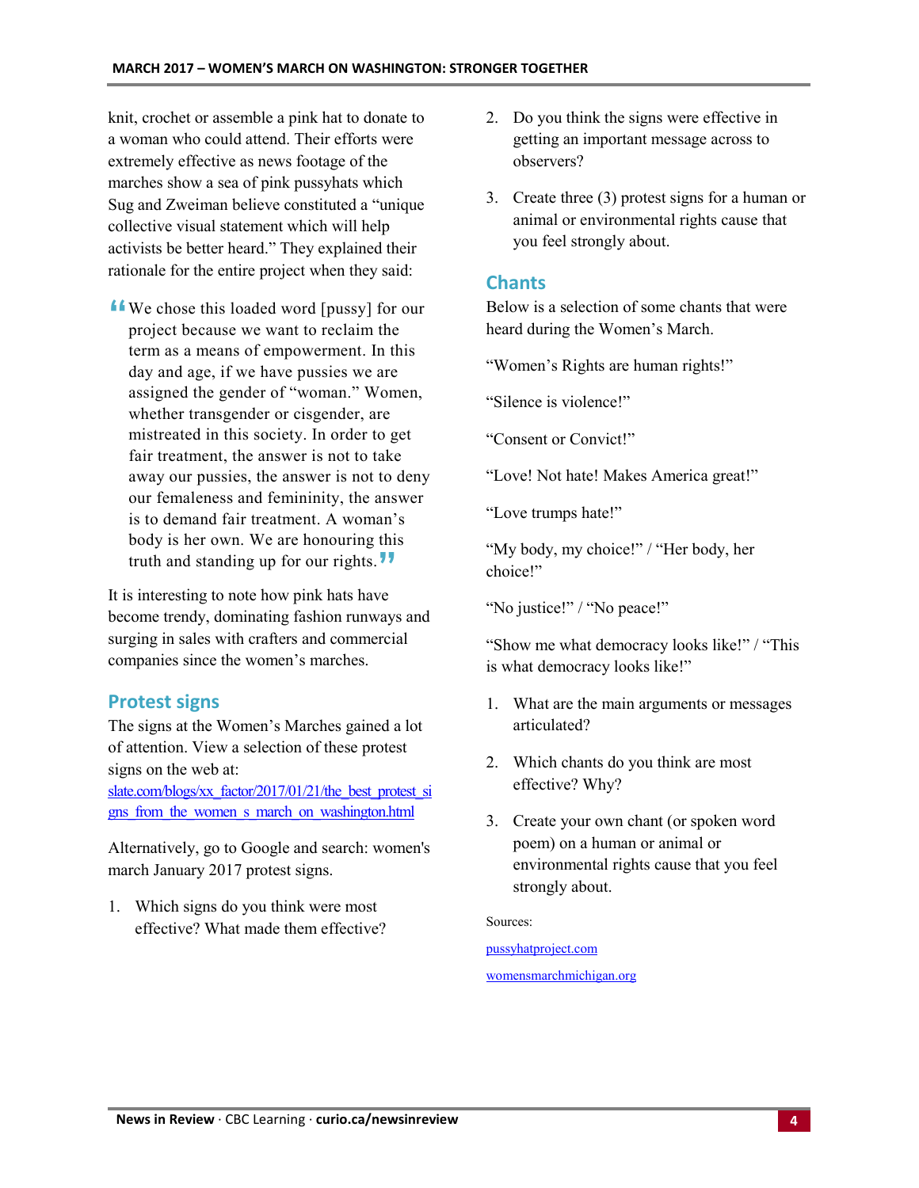knit, crochet or assemble a pink hat to donate to a woman who could attend. Their efforts were extremely effective as news footage of the marches show a sea of pink pussyhats which Sug and Zweiman believe constituted a "unique collective visual statement which will help activists be better heard." They explained their rationale for the entire project when they said:

> "We chose this loaded word [pussy] for our project because we want to reclaim the term as a means of empowerment. In this day and age, if we have pussies we are assigned the gender of "woman." Women, whether transgender or cisgender, are mistreated in this society. In order to get fair treatment, the answer is not to take away our pussies, the answer is not to deny our femaleness and femininity, the answer is to demand fair treatment. A woman's body is her own. We are honouring this truth and standing up for our rights."

It is interesting to note how pink hats have become trendy, dominating fashion runways and surging in sales with crafters and commercial companies since the women's marches.

## Protest signs

The signs at the Women's Marches gained a lot of attention. View a selection of these protest signs on the web at: slate.com/blogs/xx_factor/2017/01/21/the_best_protest_signs_from_the_women_s_march_on_washington.html

Alternatively, go to Google and search: women's march January 2017 protest signs.

1. Which signs do you think were most effective? What made them effective?
2. Do you think the signs were effective in getting an important message across to observers?
3. Create three (3) protest signs for a human or animal or environmental rights cause that you feel strongly about.

## Chants

Below is a selection of some chants that were heard during the Women's March.

"Women's Rights are human rights!"

"Silence is violence!"

"Consent or Convict!"

"Love! Not hate! Makes America great!"

"Love trumps hate!"

"My body, my choice!" / "Her body, her choice!"

"No justice!" / "No peace!"

"Show me what democracy looks like!" / "This is what democracy looks like!"

1. What are the main arguments or messages articulated?
2. Which chants do you think are most effective? Why?
3. Create your own chant (or spoken word poem) on a human or animal or environmental rights cause that you feel strongly about.

Sources:

pussyhatproject.com

womensmarchmichigan.org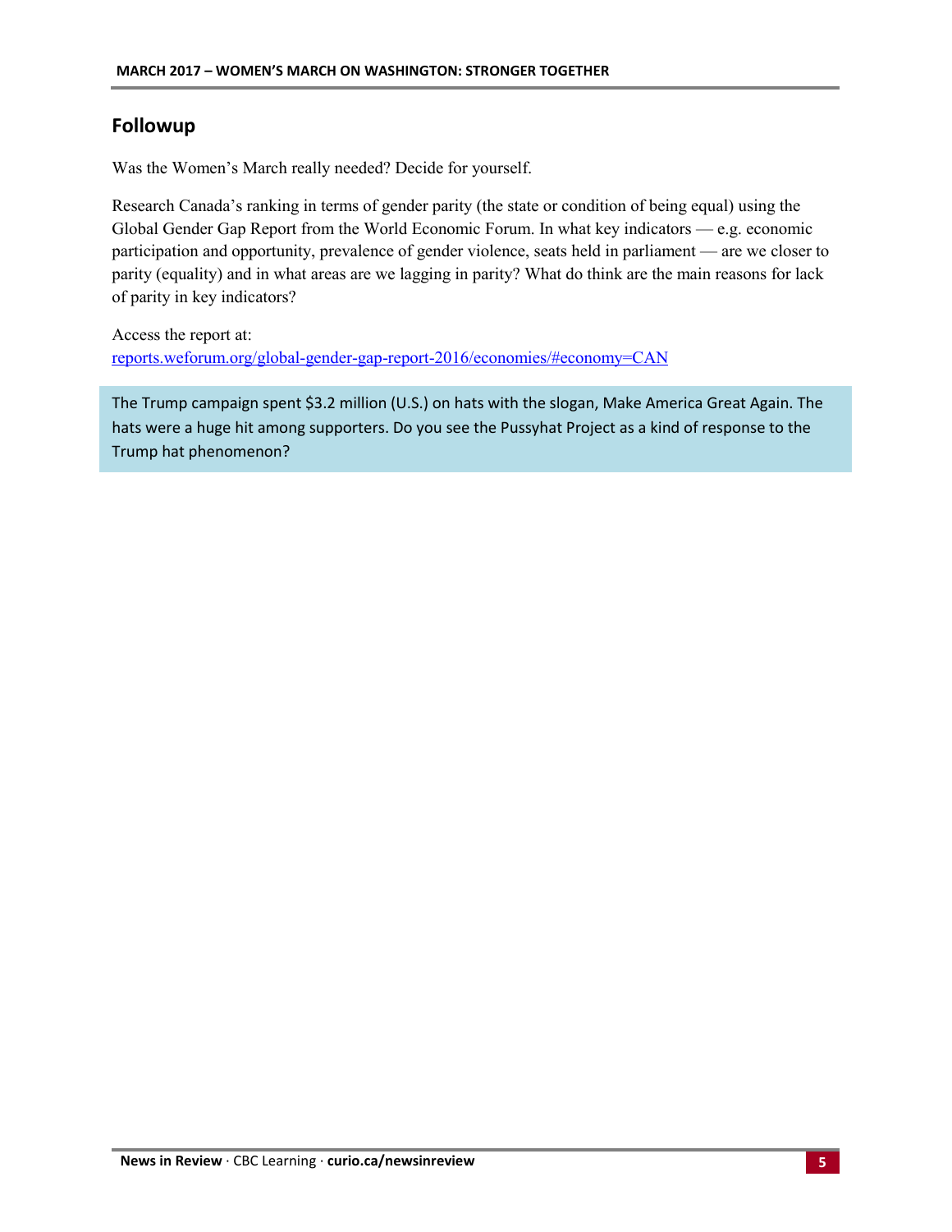## Followup

Was the Women's March really needed? Decide for yourself.

Research Canada's ranking in terms of gender parity (the state or condition of being equal) using the Global Gender Gap Report from the World Economic Forum. In what key indicators — e.g. economic participation and opportunity, prevalence of gender violence, seats held in parliament — are we closer to parity (equality) and in what areas are we lagging in parity? What do think are the main reasons for lack of parity in key indicators?

Access the report at:
[reports.weforum.org/global-gender-gap-report-2016/economies/#economy=CAN](reports.weforum.org/global-gender-gap-report-2016/economies/#economy=CAN)

> The Trump campaign spent $3.2 million (U.S.) on hats with the slogan, Make America Great Again. The hats were a huge hit among supporters. Do you see the Pussyhat Project as a kind of response to the Trump hat phenomenon?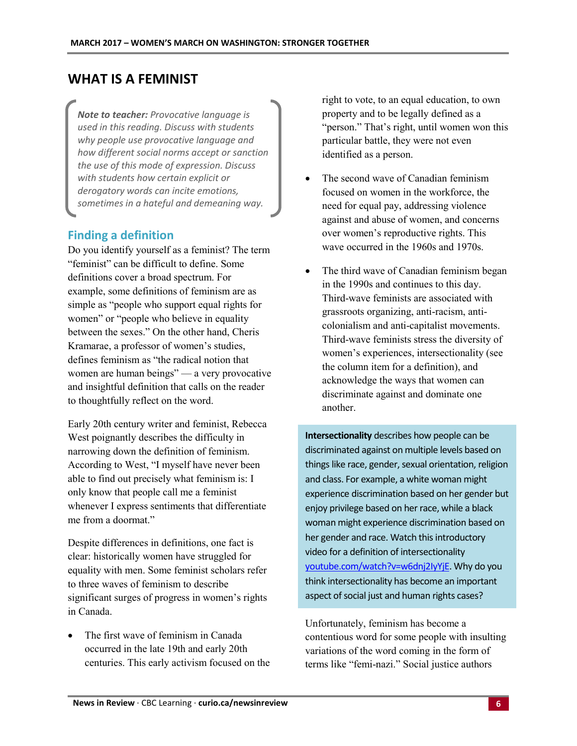# WHAT IS A FEMINIST

> ***Note to teacher:*** *Provocative language is used in this reading. Discuss with students why people use provocative language and how different social norms accept or sanction the use of this mode of expression. Discuss with students how certain explicit or derogatory words can incite emotions, sometimes in a hateful and demeaning way.*

## Finding a definition

Do you identify yourself as a feminist? The term "feminist" can be difficult to define. Some definitions cover a broad spectrum. For example, some definitions of feminism are as simple as "people who support equal rights for women" or "people who believe in equality between the sexes." On the other hand, Cheris Kramarae, a professor of women's studies, defines feminism as "the radical notion that women are human beings" — a very provocative and insightful definition that calls on the reader to thoughtfully reflect on the word.

Early 20th century writer and feminist, Rebecca West poignantly describes the difficulty in narrowing down the definition of feminism. According to West, "I myself have never been able to find out precisely what feminism is: I only know that people call me a feminist whenever I express sentiments that differentiate me from a doormat."

Despite differences in definitions, one fact is clear: historically women have struggled for equality with men. Some feminist scholars refer to three waves of feminism to describe significant surges of progress in women's rights in Canada.

- The first wave of feminism in Canada occurred in the late 19th and early 20th centuries. This early activism focused on the right to vote, to an equal education, to own property and to be legally defined as a "person." That's right, until women won this particular battle, they were not even identified as a person.
- The second wave of Canadian feminism focused on women in the workforce, the need for equal pay, addressing violence against and abuse of women, and concerns over women's reproductive rights. This wave occurred in the 1960s and 1970s.
- The third wave of Canadian feminism began in the 1990s and continues to this day. Third-wave feminists are associated with grassroots organizing, anti-racism, anti-colonialism and anti-capitalist movements. Third-wave feminists stress the diversity of women's experiences, intersectionality (see the column item for a definition), and acknowledge the ways that women can discriminate against and dominate one another.

> **Intersectionality** describes how people can be discriminated against on multiple levels based on things like race, gender, sexual orientation, religion and class. For example, a white woman might experience discrimination based on her gender but enjoy privilege based on her race, while a black woman might experience discrimination based on her gender and race. Watch this introductory video for a definition of intersectionality youtube.com/watch?v=w6dnj2IyYjE. Why do you think intersectionality has become an important aspect of social just and human rights cases?

Unfortunately, feminism has become a contentious word for some people with insulting variations of the word coming in the form of terms like "femi-nazi." Social justice authors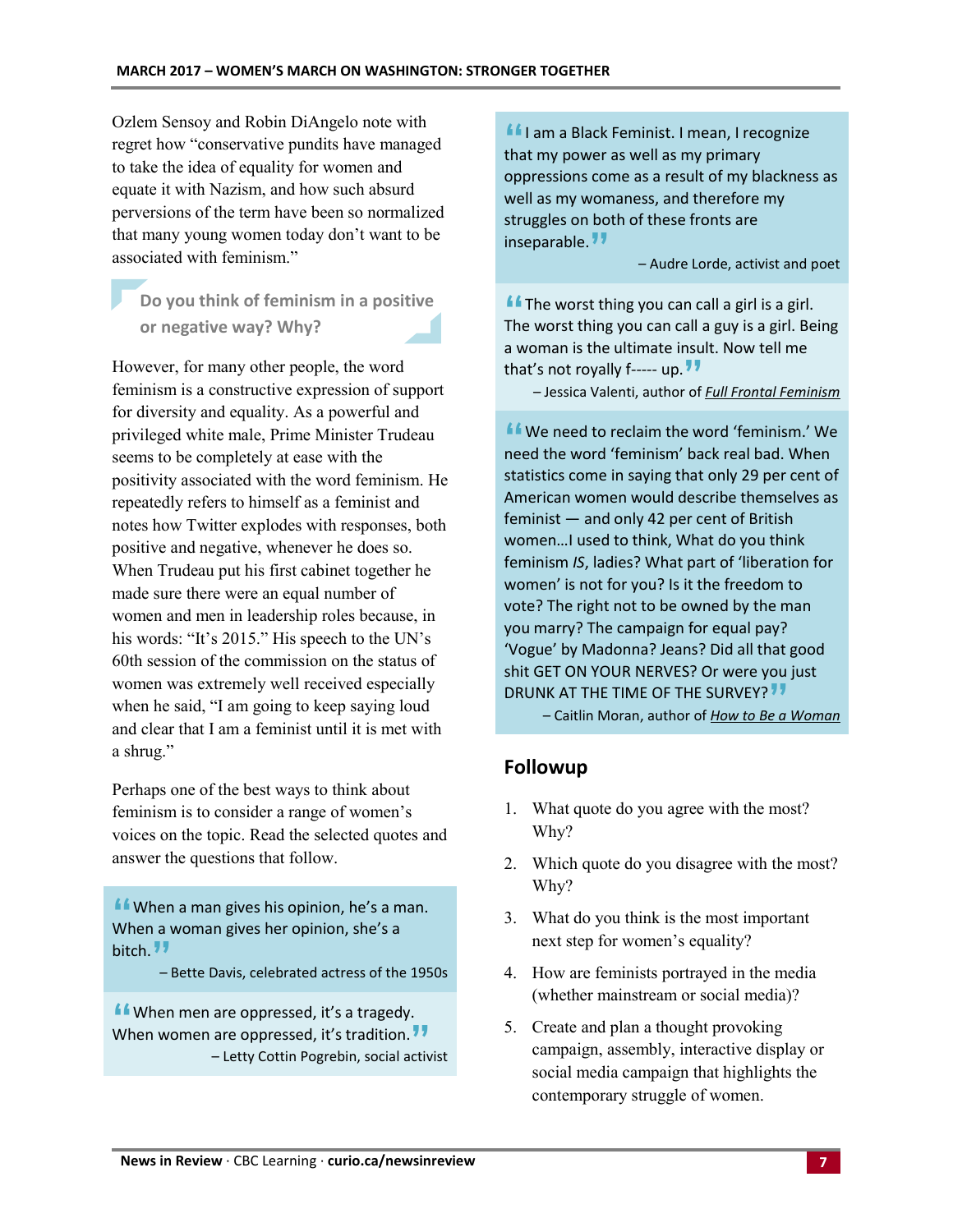Ozlem Sensoy and Robin DiAngelo note with regret how "conservative pundits have managed to take the idea of equality for women and equate it with Nazism, and how such absurd perversions of the term have been so normalized that many young women today don't want to be associated with feminism."

**Do you think of feminism in a positive or negative way? Why?**

However, for many other people, the word feminism is a constructive expression of support for diversity and equality. As a powerful and privileged white male, Prime Minister Trudeau seems to be completely at ease with the positivity associated with the word feminism. He repeatedly refers to himself as a feminist and notes how Twitter explodes with responses, both positive and negative, whenever he does so. When Trudeau put his first cabinet together he made sure there were an equal number of women and men in leadership roles because, in his words: "It's 2015." His speech to the UN's 60th session of the commission on the status of women was extremely well received especially when he said, "I am going to keep saying loud and clear that I am a feminist until it is met with a shrug."

Perhaps one of the best ways to think about feminism is to consider a range of women's voices on the topic. Read the selected quotes and answer the questions that follow.

> "When a man gives his opinion, he's a man. When a woman gives her opinion, she's a bitch."
>
> – Bette Davis, celebrated actress of the 1950s

> "When men are oppressed, it's a tragedy. When women are oppressed, it's tradition."
>
> – Letty Cottin Pogrebin, social activist

> "I am a Black Feminist. I mean, I recognize that my power as well as my primary oppressions come as a result of my blackness as well as my womaness, and therefore my struggles on both of these fronts are inseparable."
>
> – Audre Lorde, activist and poet

> "The worst thing you can call a girl is a girl. The worst thing you can call a guy is a girl. Being a woman is the ultimate insult. Now tell me that's not royally f----- up."
>
> – Jessica Valenti, author of *Full Frontal Feminism*

> "We need to reclaim the word 'feminism.' We need the word 'feminism' back real bad. When statistics come in saying that only 29 per cent of American women would describe themselves as feminist — and only 42 per cent of British women…I used to think, What do you think feminism *IS*, ladies? What part of 'liberation for women' is not for you? Is it the freedom to vote? The right not to be owned by the man you marry? The campaign for equal pay? 'Vogue' by Madonna? Jeans? Did all that good shit GET ON YOUR NERVES? Or were you just DRUNK AT THE TIME OF THE SURVEY?"
>
> – Caitlin Moran, author of *How to Be a Woman*

## Followup

1. What quote do you agree with the most? Why?
2. Which quote do you disagree with the most? Why?
3. What do you think is the most important next step for women's equality?
4. How are feminists portrayed in the media (whether mainstream or social media)?
5. Create and plan a thought provoking campaign, assembly, interactive display or social media campaign that highlights the contemporary struggle of women.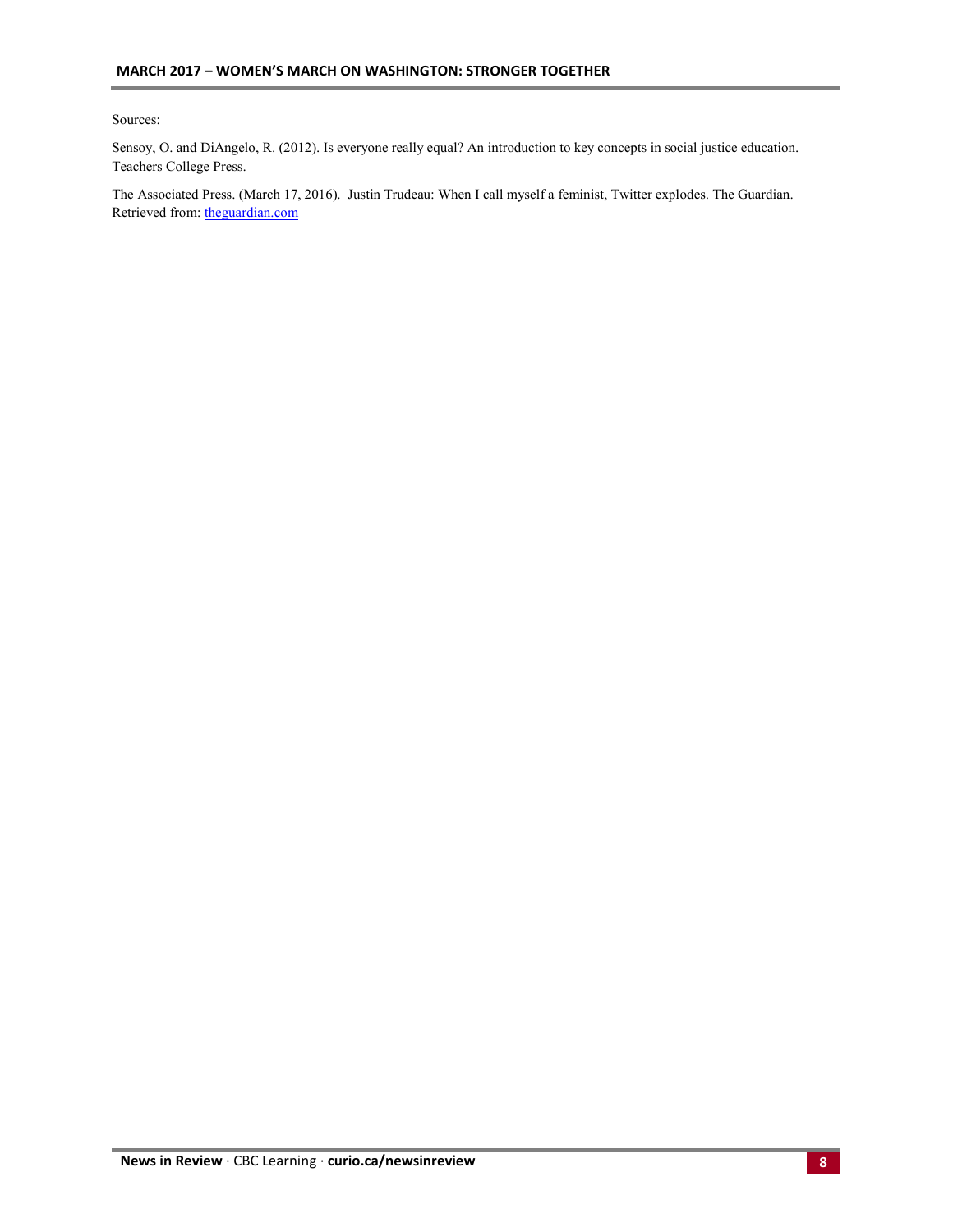Sources:

Sensoy, O. and DiAngelo, R. (2012). Is everyone really equal? An introduction to key concepts in social justice education. Teachers College Press.

The Associated Press. (March 17, 2016). Justin Trudeau: When I call myself a feminist, Twitter explodes. The Guardian. Retrieved from: [theguardian.com](theguardian.com)